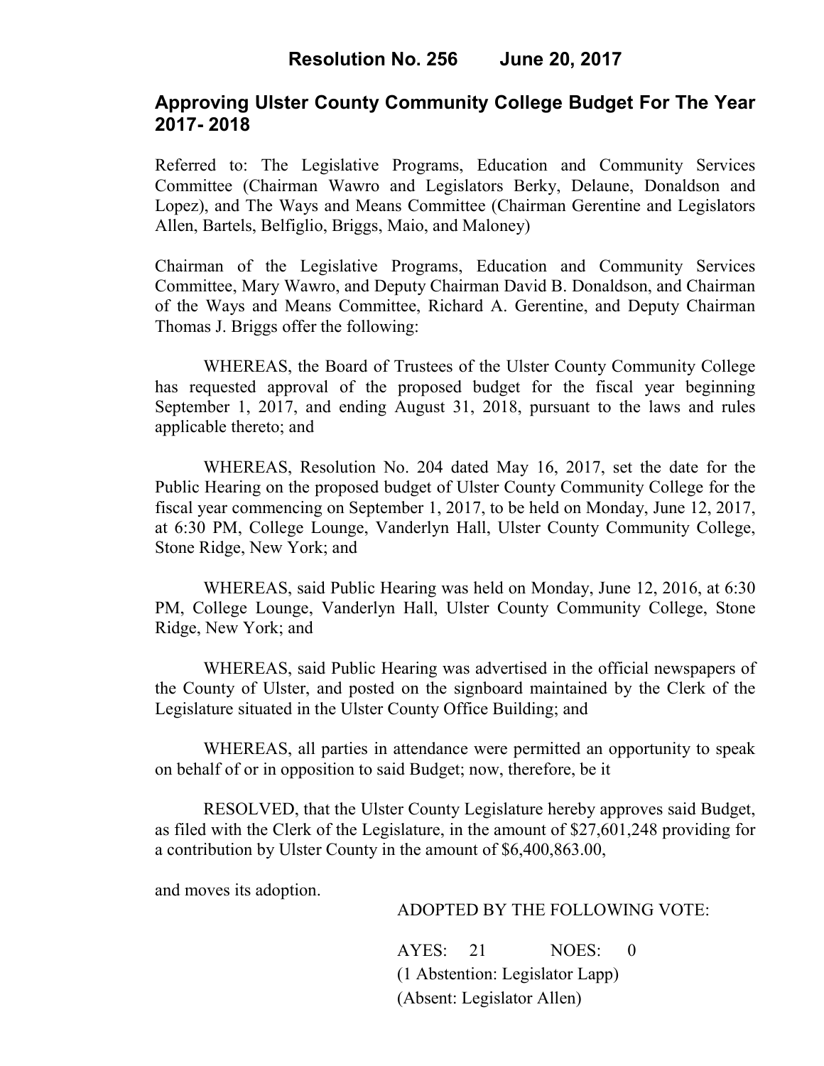# Resolution No. 256 June 20, 2017

## Approving Ulster County Community College Budget For The Year 2017- 2018

Referred to: The Legislative Programs, Education and Community Services Committee (Chairman Wawro and Legislators Berky, Delaune, Donaldson and Lopez), and The Ways and Means Committee (Chairman Gerentine and Legislators Allen, Bartels, Belfiglio, Briggs, Maio, and Maloney)

Chairman of the Legislative Programs, Education and Community Services Committee, Mary Wawro, and Deputy Chairman David B. Donaldson, and Chairman of the Ways and Means Committee, Richard A. Gerentine, and Deputy Chairman Thomas J. Briggs offer the following:

WHEREAS, the Board of Trustees of the Ulster County Community College has requested approval of the proposed budget for the fiscal year beginning September 1, 2017, and ending August 31, 2018, pursuant to the laws and rules applicable thereto; and

WHEREAS, Resolution No. 204 dated May 16, 2017, set the date for the Public Hearing on the proposed budget of Ulster County Community College for the fiscal year commencing on September 1, 2017, to be held on Monday, June 12, 2017, at 6:30 PM, College Lounge, Vanderlyn Hall, Ulster County Community College, Stone Ridge, New York; and

WHEREAS, said Public Hearing was held on Monday, June 12, 2016, at 6:30 PM, College Lounge, Vanderlyn Hall, Ulster County Community College, Stone Ridge, New York; and

WHEREAS, said Public Hearing was advertised in the official newspapers of the County of Ulster, and posted on the signboard maintained by the Clerk of the Legislature situated in the Ulster County Office Building; and

WHEREAS, all parties in attendance were permitted an opportunity to speak on behalf of or in opposition to said Budget; now, therefore, be it

RESOLVED, that the Ulster County Legislature hereby approves said Budget, as filed with the Clerk of the Legislature, in the amount of $27,601,248 providing for a contribution by Ulster County in the amount of $6,400,863.00,

and moves its adoption.

ADOPTED BY THE FOLLOWING VOTE:

AYES: 21 NOES: 0

(1 Abstention: Legislator Lapp)

(Absent: Legislator Allen)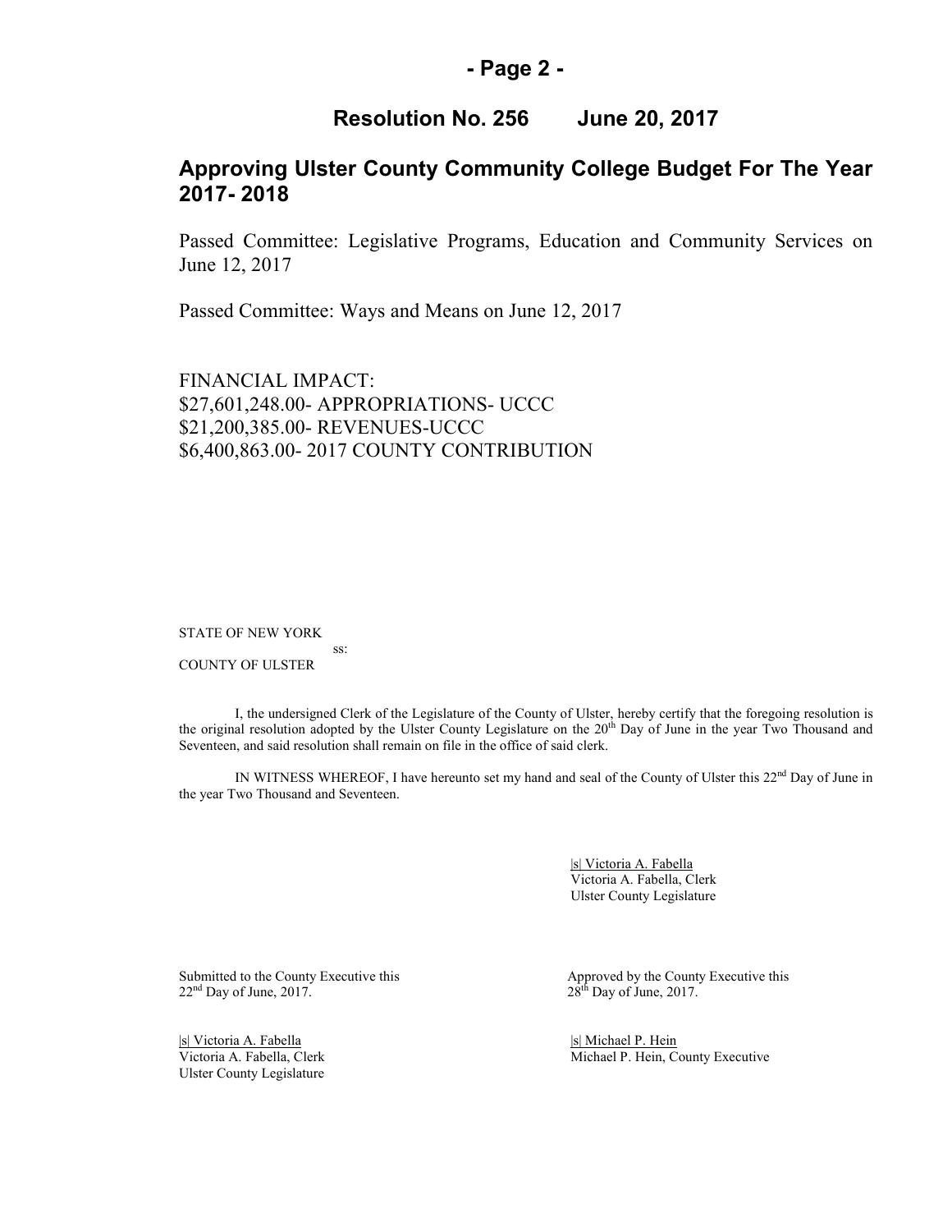## Resolution No. 256 June 20, 2017

## Approving Ulster County Community College Budget For The Year 2017- 2018

Passed Committee: Legislative Programs, Education and Community Services on June 12, 2017

Passed Committee: Ways and Means on June 12, 2017

FINANCIAL IMPACT:
$27,601,248.00- APPROPRIATIONS- UCCC
$21,200,385.00- REVENUES-UCCC
$6,400,863.00- 2017 COUNTY CONTRIBUTION

STATE OF NEW YORK
ss:
COUNTY OF ULSTER

I, the undersigned Clerk of the Legislature of the County of Ulster, hereby certify that the foregoing resolution is the original resolution adopted by the Ulster County Legislature on the 20th Day of June in the year Two Thousand and Seventeen, and said resolution shall remain on file in the office of said clerk.

IN WITNESS WHEREOF, I have hereunto set my hand and seal of the County of Ulster this 22nd Day of June in the year Two Thousand and Seventeen.

|s| Victoria A. Fabella
Victoria A. Fabella, Clerk
Ulster County Legislature

Submitted to the County Executive this 22nd Day of June, 2017.

|s| Victoria A. Fabella
Victoria A. Fabella, Clerk
Ulster County Legislature

Approved by the County Executive this 28th Day of June, 2017.

|s| Michael P. Hein
Michael P. Hein, County Executive